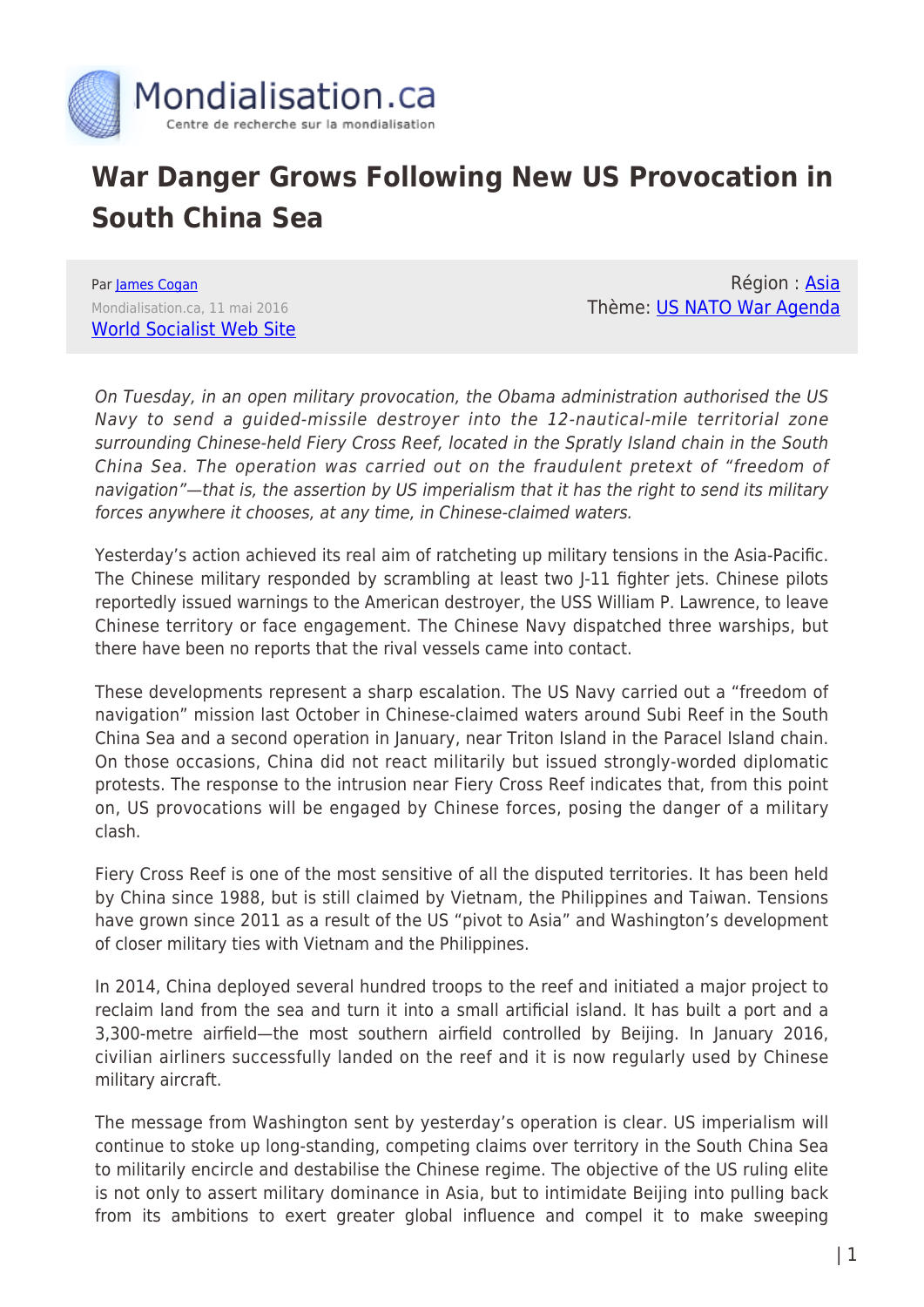# War Danger Grows Following New US Provocation in South China Sea

Par James Cogan
Mondialisation.ca, 11 mai 2016
World Socialist Web Site

Région : Asia
Thème: US NATO War Agenda

*On Tuesday, in an open military provocation, the Obama administration authorised the US Navy to send a guided-missile destroyer into the 12-nautical-mile territorial zone surrounding Chinese-held Fiery Cross Reef, located in the Spratly Island chain in the South China Sea. The operation was carried out on the fraudulent pretext of "freedom of navigation"—that is, the assertion by US imperialism that it has the right to send its military forces anywhere it chooses, at any time, in Chinese-claimed waters.*

Yesterday's action achieved its real aim of ratcheting up military tensions in the Asia-Pacific. The Chinese military responded by scrambling at least two J-11 fighter jets. Chinese pilots reportedly issued warnings to the American destroyer, the USS William P. Lawrence, to leave Chinese territory or face engagement. The Chinese Navy dispatched three warships, but there have been no reports that the rival vessels came into contact.

These developments represent a sharp escalation. The US Navy carried out a "freedom of navigation" mission last October in Chinese-claimed waters around Subi Reef in the South China Sea and a second operation in January, near Triton Island in the Paracel Island chain. On those occasions, China did not react militarily but issued strongly-worded diplomatic protests. The response to the intrusion near Fiery Cross Reef indicates that, from this point on, US provocations will be engaged by Chinese forces, posing the danger of a military clash.

Fiery Cross Reef is one of the most sensitive of all the disputed territories. It has been held by China since 1988, but is still claimed by Vietnam, the Philippines and Taiwan. Tensions have grown since 2011 as a result of the US "pivot to Asia" and Washington's development of closer military ties with Vietnam and the Philippines.

In 2014, China deployed several hundred troops to the reef and initiated a major project to reclaim land from the sea and turn it into a small artificial island. It has built a port and a 3,300-metre airfield—the most southern airfield controlled by Beijing. In January 2016, civilian airliners successfully landed on the reef and it is now regularly used by Chinese military aircraft.

The message from Washington sent by yesterday's operation is clear. US imperialism will continue to stoke up long-standing, competing claims over territory in the South China Sea to militarily encircle and destabilise the Chinese regime. The objective of the US ruling elite is not only to assert military dominance in Asia, but to intimidate Beijing into pulling back from its ambitions to exert greater global influence and compel it to make sweeping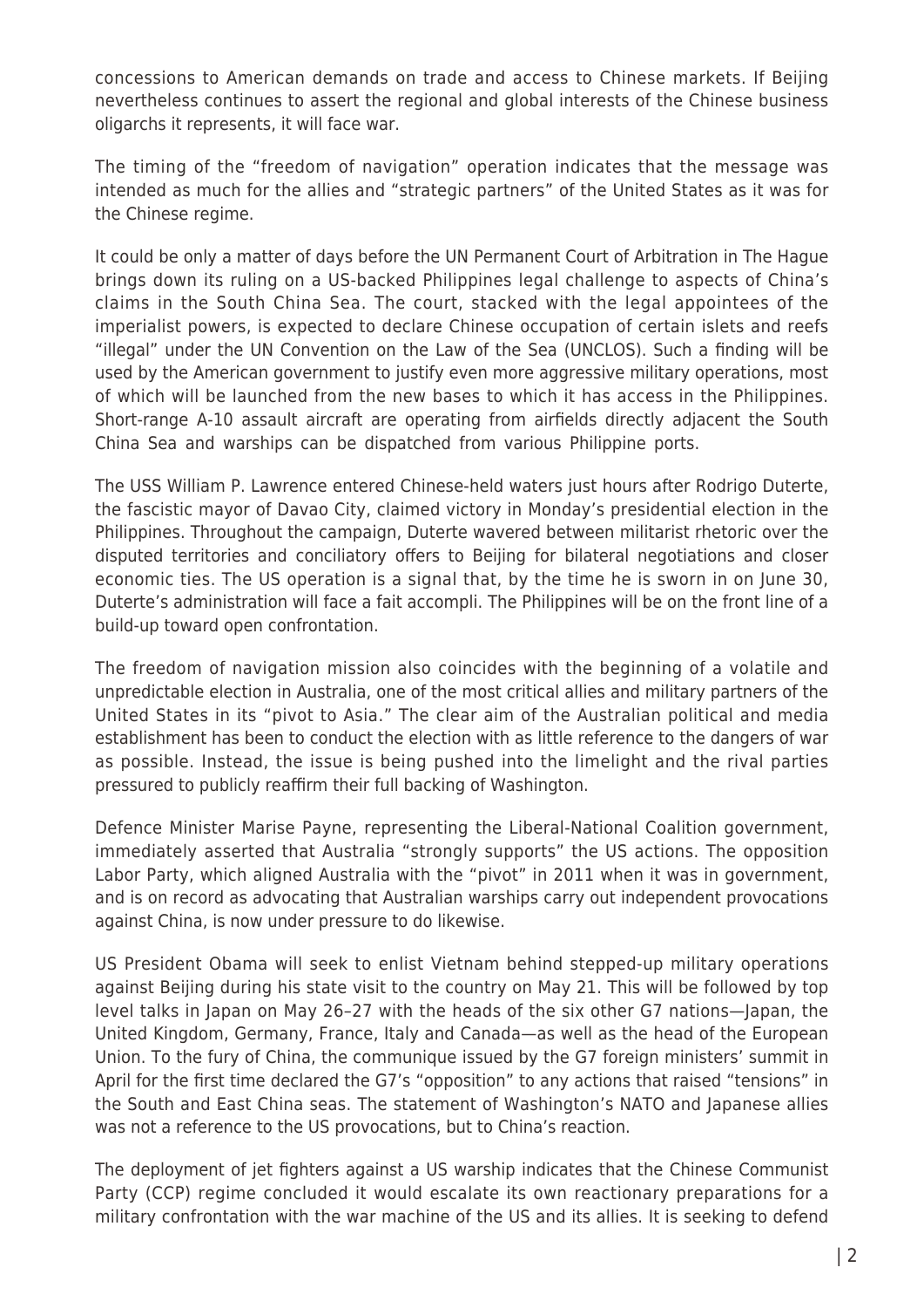concessions to American demands on trade and access to Chinese markets. If Beijing nevertheless continues to assert the regional and global interests of the Chinese business oligarchs it represents, it will face war.

The timing of the "freedom of navigation" operation indicates that the message was intended as much for the allies and "strategic partners" of the United States as it was for the Chinese regime.

It could be only a matter of days before the UN Permanent Court of Arbitration in The Hague brings down its ruling on a US-backed Philippines legal challenge to aspects of China's claims in the South China Sea. The court, stacked with the legal appointees of the imperialist powers, is expected to declare Chinese occupation of certain islets and reefs "illegal" under the UN Convention on the Law of the Sea (UNCLOS). Such a finding will be used by the American government to justify even more aggressive military operations, most of which will be launched from the new bases to which it has access in the Philippines. Short-range A-10 assault aircraft are operating from airfields directly adjacent the South China Sea and warships can be dispatched from various Philippine ports.

The USS William P. Lawrence entered Chinese-held waters just hours after Rodrigo Duterte, the fascistic mayor of Davao City, claimed victory in Monday's presidential election in the Philippines. Throughout the campaign, Duterte wavered between militarist rhetoric over the disputed territories and conciliatory offers to Beijing for bilateral negotiations and closer economic ties. The US operation is a signal that, by the time he is sworn in on June 30, Duterte's administration will face a fait accompli. The Philippines will be on the front line of a build-up toward open confrontation.

The freedom of navigation mission also coincides with the beginning of a volatile and unpredictable election in Australia, one of the most critical allies and military partners of the United States in its "pivot to Asia." The clear aim of the Australian political and media establishment has been to conduct the election with as little reference to the dangers of war as possible. Instead, the issue is being pushed into the limelight and the rival parties pressured to publicly reaffirm their full backing of Washington.

Defence Minister Marise Payne, representing the Liberal-National Coalition government, immediately asserted that Australia "strongly supports" the US actions. The opposition Labor Party, which aligned Australia with the "pivot" in 2011 when it was in government, and is on record as advocating that Australian warships carry out independent provocations against China, is now under pressure to do likewise.

US President Obama will seek to enlist Vietnam behind stepped-up military operations against Beijing during his state visit to the country on May 21. This will be followed by top level talks in Japan on May 26–27 with the heads of the six other G7 nations—Japan, the United Kingdom, Germany, France, Italy and Canada—as well as the head of the European Union. To the fury of China, the communique issued by the G7 foreign ministers' summit in April for the first time declared the G7's "opposition" to any actions that raised "tensions" in the South and East China seas. The statement of Washington's NATO and Japanese allies was not a reference to the US provocations, but to China's reaction.

The deployment of jet fighters against a US warship indicates that the Chinese Communist Party (CCP) regime concluded it would escalate its own reactionary preparations for a military confrontation with the war machine of the US and its allies. It is seeking to defend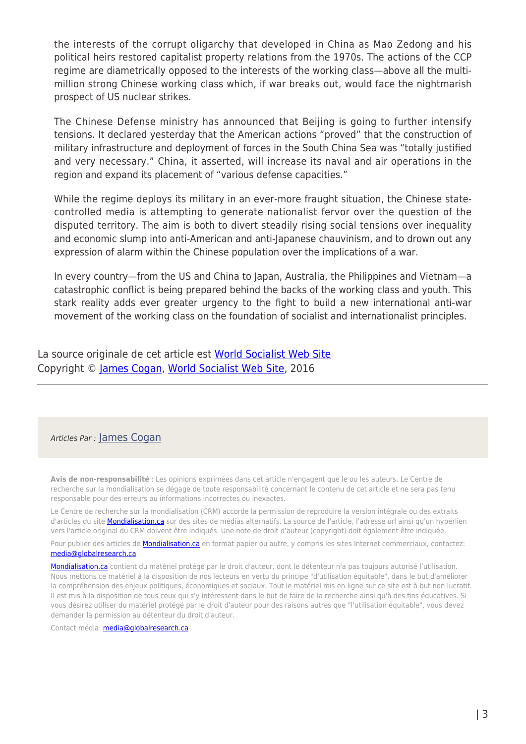the interests of the corrupt oligarchy that developed in China as Mao Zedong and his political heirs restored capitalist property relations from the 1970s. The actions of the CCP regime are diametrically opposed to the interests of the working class—above all the multi-million strong Chinese working class which, if war breaks out, would face the nightmarish prospect of US nuclear strikes.

The Chinese Defense ministry has announced that Beijing is going to further intensify tensions. It declared yesterday that the American actions "proved" that the construction of military infrastructure and deployment of forces in the South China Sea was "totally justified and very necessary." China, it asserted, will increase its naval and air operations in the region and expand its placement of "various defense capacities."

While the regime deploys its military in an ever-more fraught situation, the Chinese state-controlled media is attempting to generate nationalist fervor over the question of the disputed territory. The aim is both to divert steadily rising social tensions over inequality and economic slump into anti-American and anti-Japanese chauvinism, and to drown out any expression of alarm within the Chinese population over the implications of a war.

In every country—from the US and China to Japan, Australia, the Philippines and Vietnam—a catastrophic conflict is being prepared behind the backs of the working class and youth. This stark reality adds ever greater urgency to the fight to build a new international anti-war movement of the working class on the foundation of socialist and internationalist principles.

La source originale de cet article est World Socialist Web Site
Copyright © James Cogan, World Socialist Web Site, 2016

---

*Articles Par :* James Cogan

**Avis de non-responsabilité** : Les opinions exprimées dans cet article n'engagent que le ou les auteurs. Le Centre de recherche sur la mondialisation se dégage de toute responsabilité concernant le contenu de cet article et ne sera pas tenu responsable pour des erreurs ou informations incorrectes ou inexactes.

Le Centre de recherche sur la mondialisation (CRM) accorde la permission de reproduire la version intégrale ou des extraits d'articles du site Mondialisation.ca sur des sites de médias alternatifs. La source de l'article, l'adresse url ainsi qu'un hyperlien vers l'article original du CRM doivent être indiqués. Une note de droit d'auteur (copyright) doit également être indiquée.

Pour publier des articles de Mondialisation.ca en format papier ou autre, y compris les sites Internet commerciaux, contactez: media@globalresearch.ca

Mondialisation.ca contient du matériel protégé par le droit d'auteur, dont le détenteur n'a pas toujours autorisé l'utilisation. Nous mettons ce matériel à la disposition de nos lecteurs en vertu du principe "d'utilisation équitable", dans le but d'améliorer la compréhension des enjeux politiques, économiques et sociaux. Tout le matériel mis en ligne sur ce site est à but non lucratif. Il est mis à la disposition de tous ceux qui s'y intéressent dans le but de faire de la recherche ainsi qu'à des fins éducatives. Si vous désirez utiliser du matériel protégé par le droit d'auteur pour des raisons autres que "l'utilisation équitable", vous devez demander la permission au détenteur du droit d'auteur.

Contact média: media@globalresearch.ca